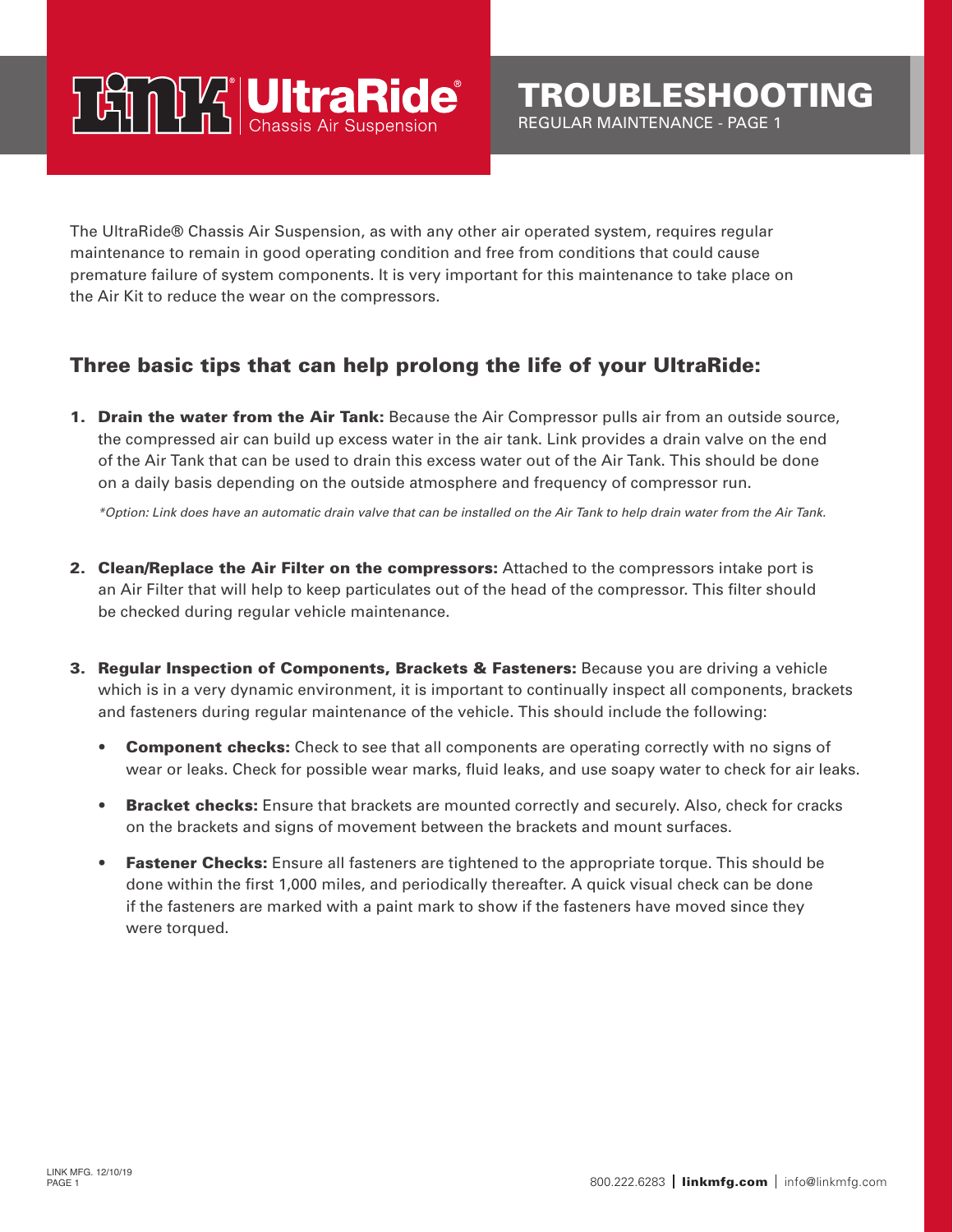# LINK UltraRide® Chassis Air Suspension

# TROUBLESHOOTING

REGULAR MAINTENANCE - PAGE 1

The UltraRide® Chassis Air Suspension, as with any other air operated system, requires regular maintenance to remain in good operating condition and free from conditions that could cause premature failure of system components. It is very important for this maintenance to take place on the Air Kit to reduce the wear on the compressors.

## Three basic tips that can help prolong the life of your UltraRide:

1. **Drain the water from the Air Tank:** Because the Air Compressor pulls air from an outside source, the compressed air can build up excess water in the air tank. Link provides a drain valve on the end of the Air Tank that can be used to drain this excess water out of the Air Tank. This should be done on a daily basis depending on the outside atmosphere and frequency of compressor run.

   *\*Option: Link does have an automatic drain valve that can be installed on the Air Tank to help drain water from the Air Tank.*

2. **Clean/Replace the Air Filter on the compressors:** Attached to the compressors intake port is an Air Filter that will help to keep particulates out of the head of the compressor. This filter should be checked during regular vehicle maintenance.

3. **Regular Inspection of Components, Brackets & Fasteners:** Because you are driving a vehicle which is in a very dynamic environment, it is important to continually inspect all components, brackets and fasteners during regular maintenance of the vehicle. This should include the following:

   - **Component checks:** Check to see that all components are operating correctly with no signs of wear or leaks. Check for possible wear marks, fluid leaks, and use soapy water to check for air leaks.
   - **Bracket checks:** Ensure that brackets are mounted correctly and securely. Also, check for cracks on the brackets and signs of movement between the brackets and mount surfaces.
   - **Fastener Checks:** Ensure all fasteners are tightened to the appropriate torque. This should be done within the first 1,000 miles, and periodically thereafter. A quick visual check can be done if the fasteners are marked with a paint mark to show if the fasteners have moved since they were torqued.

LINK MFG. 12/10/19

800.222.6283 | **linkmfg.com** | info@linkmfg.com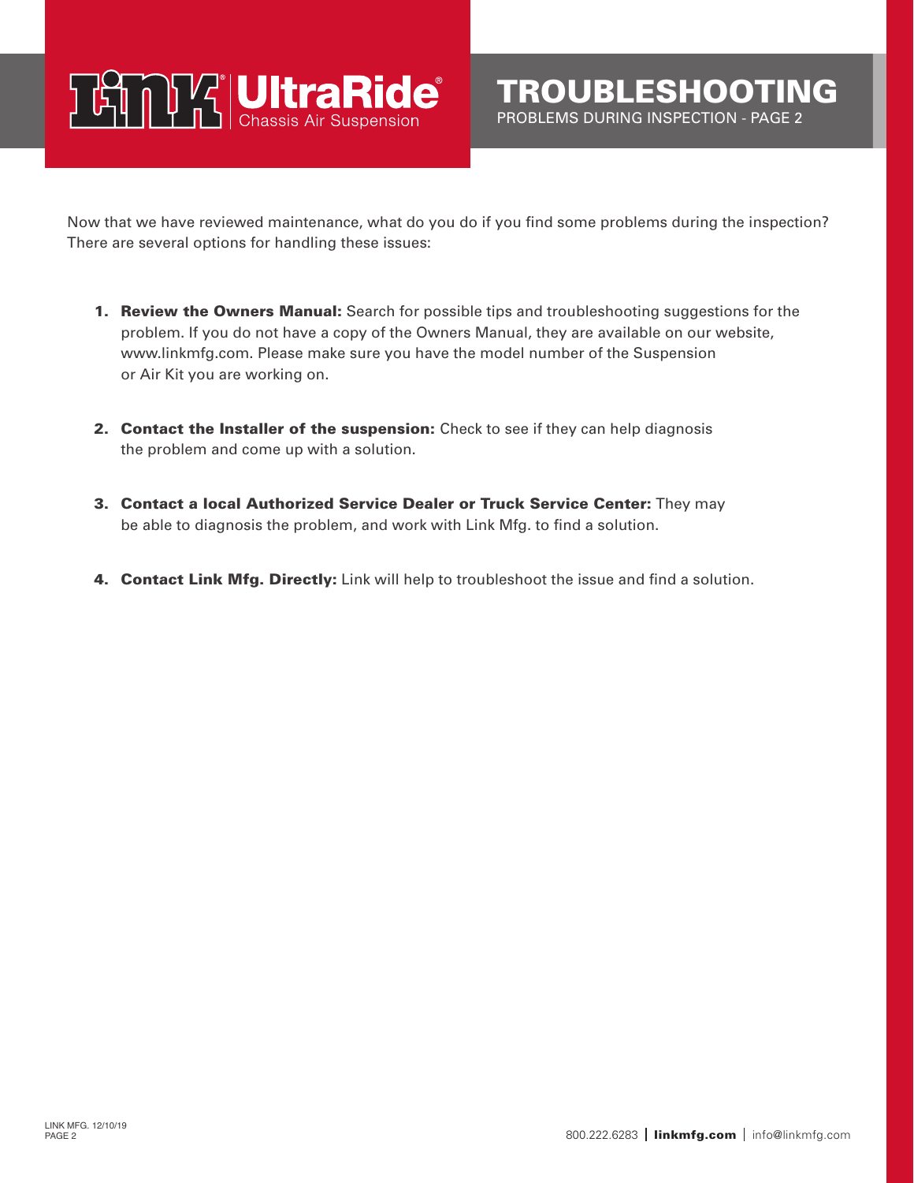# TROUBLESHOOTING

PROBLEMS DURING INSPECTION - PAGE 2

Now that we have reviewed maintenance, what do you do if you find some problems during the inspection? There are several options for handling these issues:

1. **Review the Owners Manual:** Search for possible tips and troubleshooting suggestions for the problem. If you do not have a copy of the Owners Manual, they are available on our website, www.linkmfg.com. Please make sure you have the model number of the Suspension or Air Kit you are working on.

2. **Contact the Installer of the suspension:** Check to see if they can help diagnosis the problem and come up with a solution.

3. **Contact a local Authorized Service Dealer or Truck Service Center:** They may be able to diagnosis the problem, and work with Link Mfg. to find a solution.

4. **Contact Link Mfg. Directly:** Link will help to troubleshoot the issue and find a solution.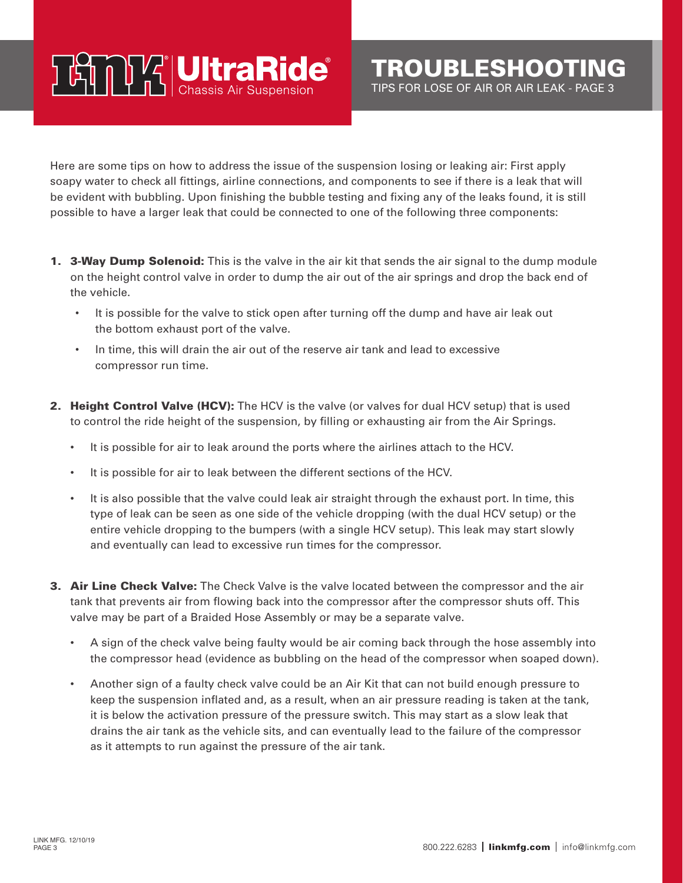# TROUBLESHOOTING

TIPS FOR LOSE OF AIR OR AIR LEAK - PAGE 3

Here are some tips on how to address the issue of the suspension losing or leaking air: First apply soapy water to check all fittings, airline connections, and components to see if there is a leak that will be evident with bubbling. Upon finishing the bubble testing and fixing any of the leaks found, it is still possible to have a larger leak that could be connected to one of the following three components:

1. **3-Way Dump Solenoid:** This is the valve in the air kit that sends the air signal to the dump module on the height control valve in order to dump the air out of the air springs and drop the back end of the vehicle.
   - It is possible for the valve to stick open after turning off the dump and have air leak out the bottom exhaust port of the valve.
   - In time, this will drain the air out of the reserve air tank and lead to excessive compressor run time.

2. **Height Control Valve (HCV):** The HCV is the valve (or valves for dual HCV setup) that is used to control the ride height of the suspension, by filling or exhausting air from the Air Springs.
   - It is possible for air to leak around the ports where the airlines attach to the HCV.
   - It is possible for air to leak between the different sections of the HCV.
   - It is also possible that the valve could leak air straight through the exhaust port. In time, this type of leak can be seen as one side of the vehicle dropping (with the dual HCV setup) or the entire vehicle dropping to the bumpers (with a single HCV setup). This leak may start slowly and eventually can lead to excessive run times for the compressor.

3. **Air Line Check Valve:** The Check Valve is the valve located between the compressor and the air tank that prevents air from flowing back into the compressor after the compressor shuts off. This valve may be part of a Braided Hose Assembly or may be a separate valve.
   - A sign of the check valve being faulty would be air coming back through the hose assembly into the compressor head (evidence as bubbling on the head of the compressor when soaped down).
   - Another sign of a faulty check valve could be an Air Kit that can not build enough pressure to keep the suspension inflated and, as a result, when an air pressure reading is taken at the tank, it is below the activation pressure of the pressure switch. This may start as a slow leak that drains the air tank as the vehicle sits, and can eventually lead to the failure of the compressor as it attempts to run against the pressure of the air tank.

LINK MFG. 12/10/19

800.222.6283 | **linkmfg.com** | info@linkmfg.com